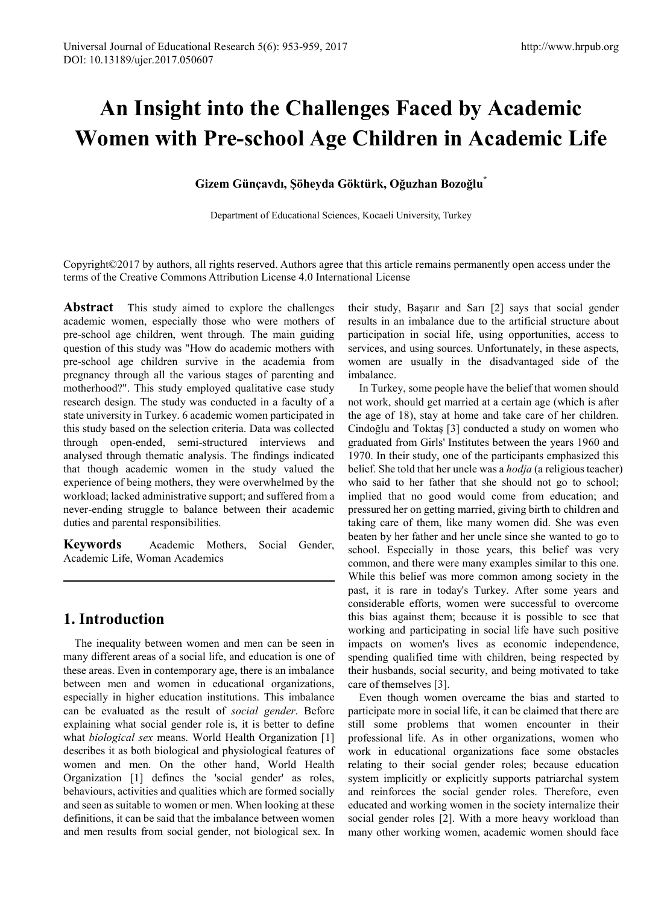# An Insight into the Challenges Faced by Academic Women with Pre-school Age Children in Academic Life

**Gizem Günçavdı, Şöheyda Göktürk, Oğuzhan Bozoğlu***

Department of Educational Sciences, Kocaeli University, Turkey

Copyright©2017 by authors, all rights reserved. Authors agree that this article remains permanently open access under the terms of the Creative Commons Attribution License 4.0 International License

**Abstract** This study aimed to explore the challenges academic women, especially those who were mothers of pre-school age children, went through. The main guiding question of this study was "How do academic mothers with pre-school age children survive in the academia from pregnancy through all the various stages of parenting and motherhood?". This study employed qualitative case study research design. The study was conducted in a faculty of a state university in Turkey. 6 academic women participated in this study based on the selection criteria. Data was collected through open-ended, semi-structured interviews and analysed through thematic analysis. The findings indicated that though academic women in the study valued the experience of being mothers, they were overwhelmed by the workload; lacked administrative support; and suffered from a never-ending struggle to balance between their academic duties and parental responsibilities.

**Keywords** Academic Mothers, Social Gender, Academic Life, Woman Academics

## 1. Introduction

The inequality between women and men can be seen in many different areas of a social life, and education is one of these areas. Even in contemporary age, there is an imbalance between men and women in educational organizations, especially in higher education institutions. This imbalance can be evaluated as the result of *social gender*. Before explaining what social gender role is, it is better to define what *biological sex* means. World Health Organization [1] describes it as both biological and physiological features of women and men. On the other hand, World Health Organization [1] defines the 'social gender' as roles, behaviours, activities and qualities which are formed socially and seen as suitable to women or men. When looking at these definitions, it can be said that the imbalance between women and men results from social gender, not biological sex. In their study, Başarır and Sarı [2] says that social gender results in an imbalance due to the artificial structure about participation in social life, using opportunities, access to services, and using sources. Unfortunately, in these aspects, women are usually in the disadvantaged side of the imbalance.

In Turkey, some people have the belief that women should not work, should get married at a certain age (which is after the age of 18), stay at home and take care of her children. Cindoğlu and Toktaş [3] conducted a study on women who graduated from Girls' Institutes between the years 1960 and 1970. In their study, one of the participants emphasized this belief. She told that her uncle was a *hodja* (a religious teacher) who said to her father that she should not go to school; implied that no good would come from education; and pressured her on getting married, giving birth to children and taking care of them, like many women did. She was even beaten by her father and her uncle since she wanted to go to school. Especially in those years, this belief was very common, and there were many examples similar to this one. While this belief was more common among society in the past, it is rare in today's Turkey. After some years and considerable efforts, women were successful to overcome this bias against them; because it is possible to see that working and participating in social life have such positive impacts on women's lives as economic independence, spending qualified time with children, being respected by their husbands, social security, and being motivated to take care of themselves [3].

Even though women overcame the bias and started to participate more in social life, it can be claimed that there are still some problems that women encounter in their professional life. As in other organizations, women who work in educational organizations face some obstacles relating to their social gender roles; because education system implicitly or explicitly supports patriarchal system and reinforces the social gender roles. Therefore, even educated and working women in the society internalize their social gender roles [2]. With a more heavy workload than many other working women, academic women should face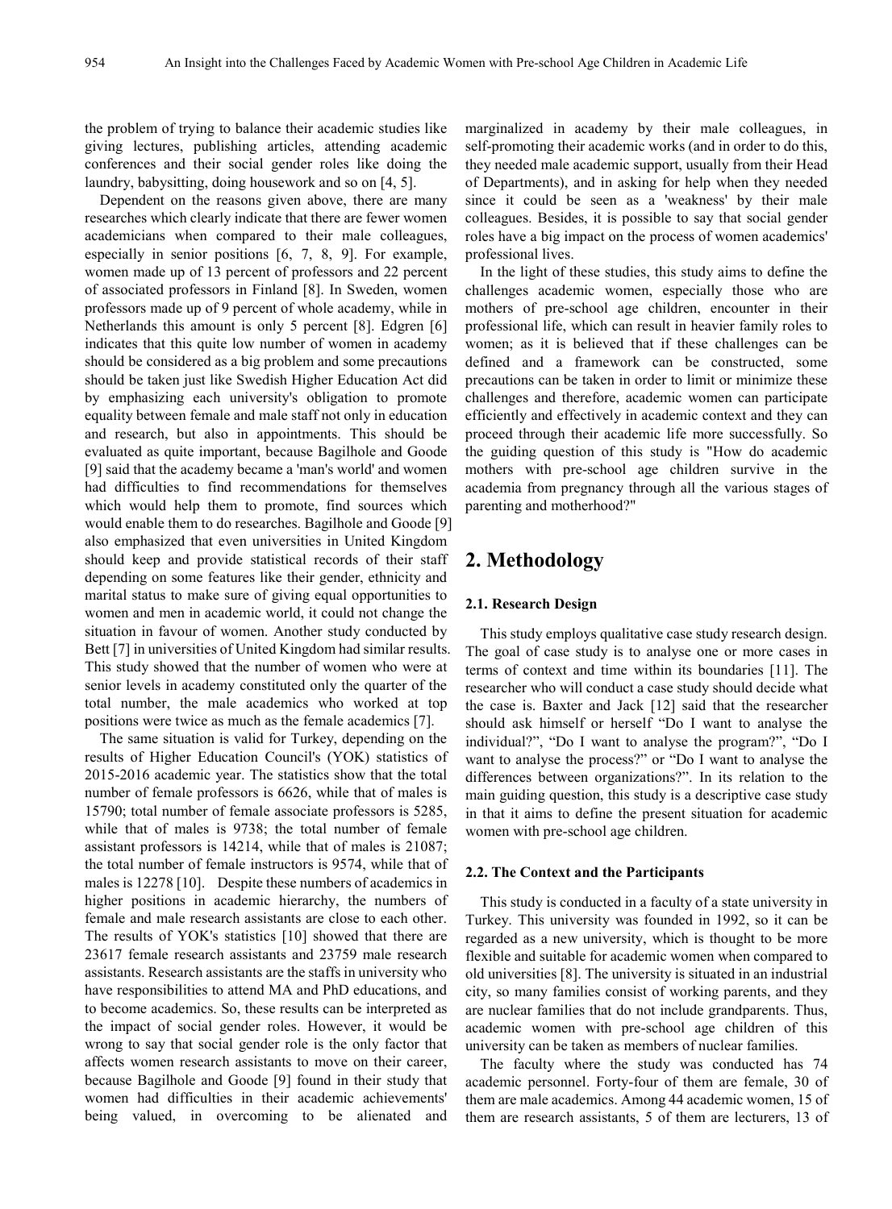the problem of trying to balance their academic studies like giving lectures, publishing articles, attending academic conferences and their social gender roles like doing the laundry, babysitting, doing housework and so on [4, 5].

Dependent on the reasons given above, there are many researches which clearly indicate that there are fewer women academicians when compared to their male colleagues, especially in senior positions [6, 7, 8, 9]. For example, women made up of 13 percent of professors and 22 percent of associated professors in Finland [8]. In Sweden, women professors made up of 9 percent of whole academy, while in Netherlands this amount is only 5 percent [8]. Edgren [6] indicates that this quite low number of women in academy should be considered as a big problem and some precautions should be taken just like Swedish Higher Education Act did by emphasizing each university's obligation to promote equality between female and male staff not only in education and research, but also in appointments. This should be evaluated as quite important, because Bagilhole and Goode [9] said that the academy became a 'man's world' and women had difficulties to find recommendations for themselves which would help them to promote, find sources which would enable them to do researches. Bagilhole and Goode [9] also emphasized that even universities in United Kingdom should keep and provide statistical records of their staff depending on some features like their gender, ethnicity and marital status to make sure of giving equal opportunities to women and men in academic world, it could not change the situation in favour of women. Another study conducted by Bett [7] in universities of United Kingdom had similar results. This study showed that the number of women who were at senior levels in academy constituted only the quarter of the total number, the male academics who worked at top positions were twice as much as the female academics [7].

The same situation is valid for Turkey, depending on the results of Higher Education Council's (YOK) statistics of 2015-2016 academic year. The statistics show that the total number of female professors is 6626, while that of males is 15790; total number of female associate professors is 5285, while that of males is 9738; the total number of female assistant professors is 14214, while that of males is 21087; the total number of female instructors is 9574, while that of males is 12278 [10]. Despite these numbers of academics in higher positions in academic hierarchy, the numbers of female and male research assistants are close to each other. The results of YOK's statistics [10] showed that there are 23617 female research assistants and 23759 male research assistants. Research assistants are the staffs in university who have responsibilities to attend MA and PhD educations, and to become academics. So, these results can be interpreted as the impact of social gender roles. However, it would be wrong to say that social gender role is the only factor that affects women research assistants to move on their career, because Bagilhole and Goode [9] found in their study that women had difficulties in their academic achievements' being valued, in overcoming to be alienated and marginalized in academy by their male colleagues, in self-promoting their academic works (and in order to do this, they needed male academic support, usually from their Head of Departments), and in asking for help when they needed since it could be seen as a 'weakness' by their male colleagues. Besides, it is possible to say that social gender roles have a big impact on the process of women academics' professional lives.

In the light of these studies, this study aims to define the challenges academic women, especially those who are mothers of pre-school age children, encounter in their professional life, which can result in heavier family roles to women; as it is believed that if these challenges can be defined and a framework can be constructed, some precautions can be taken in order to limit or minimize these challenges and therefore, academic women can participate efficiently and effectively in academic context and they can proceed through their academic life more successfully. So the guiding question of this study is "How do academic mothers with pre-school age children survive in the academia from pregnancy through all the various stages of parenting and motherhood?"

## 2. Methodology

### 2.1. Research Design

This study employs qualitative case study research design. The goal of case study is to analyse one or more cases in terms of context and time within its boundaries [11]. The researcher who will conduct a case study should decide what the case is. Baxter and Jack [12] said that the researcher should ask himself or herself "Do I want to analyse the individual?", "Do I want to analyse the program?", "Do I want to analyse the process?" or "Do I want to analyse the differences between organizations?". In its relation to the main guiding question, this study is a descriptive case study in that it aims to define the present situation for academic women with pre-school age children.

### 2.2. The Context and the Participants

This study is conducted in a faculty of a state university in Turkey. This university was founded in 1992, so it can be regarded as a new university, which is thought to be more flexible and suitable for academic women when compared to old universities [8]. The university is situated in an industrial city, so many families consist of working parents, and they are nuclear families that do not include grandparents. Thus, academic women with pre-school age children of this university can be taken as members of nuclear families.

The faculty where the study was conducted has 74 academic personnel. Forty-four of them are female, 30 of them are male academics. Among 44 academic women, 15 of them are research assistants, 5 of them are lecturers, 13 of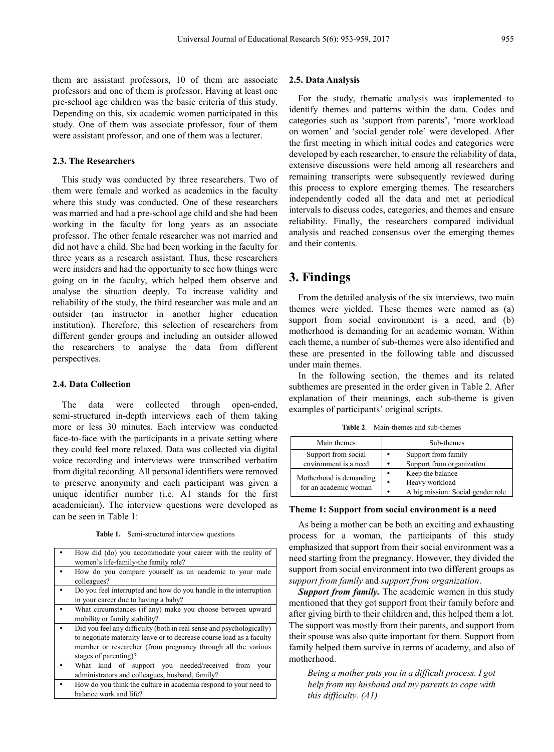them are assistant professors, 10 of them are associate professors and one of them is professor. Having at least one pre-school age children was the basic criteria of this study. Depending on this, six academic women participated in this study. One of them was associate professor, four of them were assistant professor, and one of them was a lecturer.

### 2.3. The Researchers

This study was conducted by three researchers. Two of them were female and worked as academics in the faculty where this study was conducted. One of these researchers was married and had a pre-school age child and she had been working in the faculty for long years as an associate professor. The other female researcher was not married and did not have a child. She had been working in the faculty for three years as a research assistant. Thus, these researchers were insiders and had the opportunity to see how things were going on in the faculty, which helped them observe and analyse the situation deeply. To increase validity and reliability of the study, the third researcher was male and an outsider (an instructor in another higher education institution). Therefore, this selection of researchers from different gender groups and including an outsider allowed the researchers to analyse the data from different perspectives.

### 2.4. Data Collection

The data were collected through open-ended, semi-structured in-depth interviews each of them taking more or less 30 minutes. Each interview was conducted face-to-face with the participants in a private setting where they could feel more relaxed. Data was collected via digital voice recording and interviews were transcribed verbatim from digital recording. All personal identifiers were removed to preserve anonymity and each participant was given a unique identifier number (i.e. A1 stands for the first academician). The interview questions were developed as can be seen in Table 1:

**Table 1.** Semi-structured interview questions

- How did (do) you accommodate your career with the reality of women's life-family-the family role?
- How do you compare yourself as an academic to your male colleagues?
- Do you feel interrupted and how do you handle in the interruption in your career due to having a baby?
- What circumstances (if any) make you choose between upward mobility or family stability?
- Did you feel any difficulty (both in real sense and psychologically) to negotiate maternity leave or to decrease course load as a faculty member or researcher (from pregnancy through all the various stages of parenting)?
- What kind of support you needed/received from your administrators and colleagues, husband, family?
- How do you think the culture in academia respond to your need to balance work and life?

### 2.5. Data Analysis

For the study, thematic analysis was implemented to identify themes and patterns within the data. Codes and categories such as 'support from parents', 'more workload on women' and 'social gender role' were developed. After the first meeting in which initial codes and categories were developed by each researcher, to ensure the reliability of data, extensive discussions were held among all researchers and remaining transcripts were subsequently reviewed during this process to explore emerging themes. The researchers independently coded all the data and met at periodical intervals to discuss codes, categories, and themes and ensure reliability. Finally, the researchers compared individual analysis and reached consensus over the emerging themes and their contents.

## 3. Findings

From the detailed analysis of the six interviews, two main themes were yielded. These themes were named as (a) support from social environment is a need, and (b) motherhood is demanding for an academic woman. Within each theme, a number of sub-themes were also identified and these are presented in the following table and discussed under main themes.

In the following section, the themes and its related subthemes are presented in the order given in Table 2. After explanation of their meanings, each sub-theme is given examples of participants' original scripts.

**Table 2.** Main-themes and sub-themes

| Main themes | Sub-themes |
|---|---|
| Support from social environment is a need | • Support from family<br>• Support from organization |
| Motherhood is demanding for an academic woman | • Keep the balance<br>• Heavy workload<br>• A big mission: Social gender role |

**Theme 1: Support from social environment is a need**

As being a mother can be both an exciting and exhausting process for a woman, the participants of this study emphasized that support from their social environment was a need starting from the pregnancy. However, they divided the support from social environment into two different groups as *support from family* and *support from organization*.

***Support from family.*** The academic women in this study mentioned that they got support from their family before and after giving birth to their children and, this helped them a lot. The support was mostly from their parents, and support from their spouse was also quite important for them. Support from family helped them survive in terms of academy, and also of motherhood.

> *Being a mother puts you in a difficult process. I got help from my husband and my parents to cope with this difficulty. (A1)*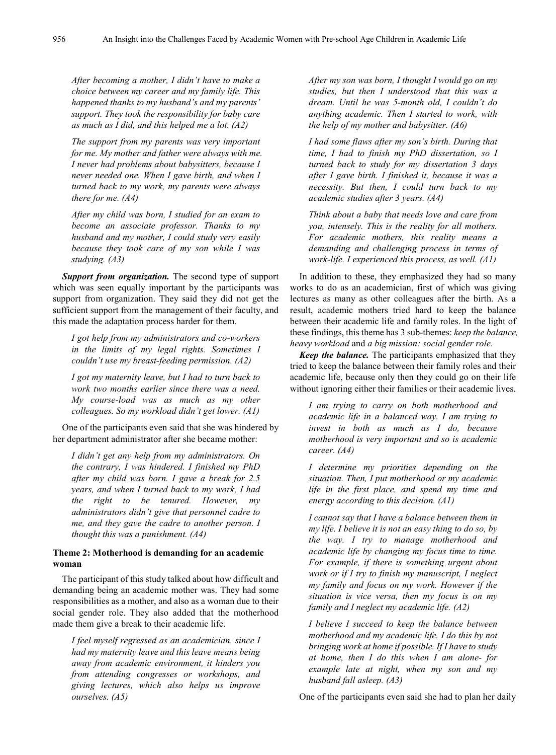*After becoming a mother, I didn't have to make a choice between my career and my family life. This happened thanks to my husband's and my parents' support. They took the responsibility for baby care as much as I did, and this helped me a lot. (A2)*

*The support from my parents was very important for me. My mother and father were always with me. I never had problems about babysitters, because I never needed one. When I gave birth, and when I turned back to my work, my parents were always there for me. (A4)*

*After my child was born, I studied for an exam to become an associate professor. Thanks to my husband and my mother, I could study very easily because they took care of my son while I was studying. (A3)*

***Support from organization.*** The second type of support which was seen equally important by the participants was support from organization. They said they did not get the sufficient support from the management of their faculty, and this made the adaptation process harder for them.

*I got help from my administrators and co-workers in the limits of my legal rights. Sometimes I couldn't use my breast-feeding permission. (A2)*

*I got my maternity leave, but I had to turn back to work two months earlier since there was a need. My course-load was as much as my other colleagues. So my workload didn't get lower. (A1)*

One of the participants even said that she was hindered by her department administrator after she became mother:

*I didn't get any help from my administrators. On the contrary, I was hindered. I finished my PhD after my child was born. I gave a break for 2.5 years, and when I turned back to my work, I had the right to be tenured. However, my administrators didn't give that personnel cadre to me, and they gave the cadre to another person. I thought this was a punishment. (A4)*

### Theme 2: Motherhood is demanding for an academic woman

The participant of this study talked about how difficult and demanding being an academic mother was. They had some responsibilities as a mother, and also as a woman due to their social gender role. They also added that the motherhood made them give a break to their academic life.

*I feel myself regressed as an academician, since I had my maternity leave and this leave means being away from academic environment, it hinders you from attending congresses or workshops, and giving lectures, which also helps us improve ourselves. (A5)*

*After my son was born, I thought I would go on my studies, but then I understood that this was a dream. Until he was 5-month old, I couldn't do anything academic. Then I started to work, with the help of my mother and babysitter. (A6)*

*I had some flaws after my son's birth. During that time, I had to finish my PhD dissertation, so I turned back to study for my dissertation 3 days after I gave birth. I finished it, because it was a necessity. But then, I could turn back to my academic studies after 3 years. (A4)*

*Think about a baby that needs love and care from you, intensely. This is the reality for all mothers. For academic mothers, this reality means a demanding and challenging process in terms of work-life. I experienced this process, as well. (A1)*

In addition to these, they emphasized they had so many works to do as an academician, first of which was giving lectures as many as other colleagues after the birth. As a result, academic mothers tried hard to keep the balance between their academic life and family roles. In the light of these findings, this theme has 3 sub-themes: *keep the balance, heavy workload* and *a big mission: social gender role.*

***Keep the balance.*** The participants emphasized that they tried to keep the balance between their family roles and their academic life, because only then they could go on their life without ignoring either their families or their academic lives.

*I am trying to carry on both motherhood and academic life in a balanced way. I am trying to invest in both as much as I do, because motherhood is very important and so is academic career. (A4)*

*I determine my priorities depending on the situation. Then, I put motherhood or my academic life in the first place, and spend my time and energy according to this decision. (A1)*

*I cannot say that I have a balance between them in my life. I believe it is not an easy thing to do so, by the way. I try to manage motherhood and academic life by changing my focus time to time. For example, if there is something urgent about work or if I try to finish my manuscript, I neglect my family and focus on my work. However if the situation is vice versa, then my focus is on my family and I neglect my academic life. (A2)*

*I believe I succeed to keep the balance between motherhood and my academic life. I do this by not bringing work at home if possible. If I have to study at home, then I do this when I am alone- for example late at night, when my son and my husband fall asleep. (A3)*

One of the participants even said she had to plan her daily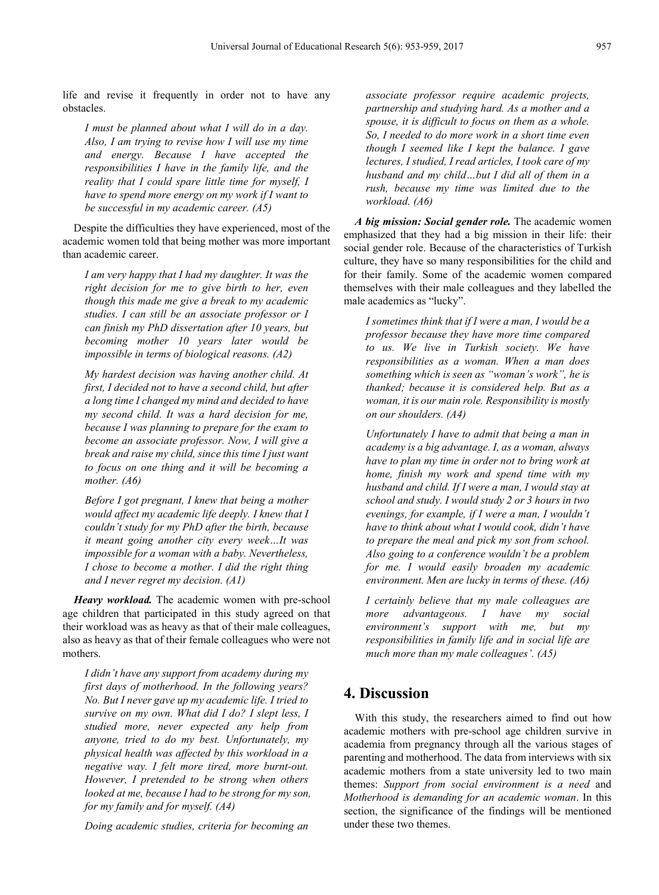life and revise it frequently in order not to have any obstacles.

> *I must be planned about what I will do in a day. Also, I am trying to revise how I will use my time and energy. Because I have accepted the responsibilities I have in the family life, and the reality that I could spare little time for myself, I have to spend more energy on my work if I want to be successful in my academic career. (A5)*

Despite the difficulties they have experienced, most of the academic women told that being mother was more important than academic career.

> *I am very happy that I had my daughter. It was the right decision for me to give birth to her, even though this made me give a break to my academic studies. I can still be an associate professor or I can finish my PhD dissertation after 10 years, but becoming mother 10 years later would be impossible in terms of biological reasons. (A2)*

> *My hardest decision was having another child. At first, I decided not to have a second child, but after a long time I changed my mind and decided to have my second child. It was a hard decision for me, because I was planning to prepare for the exam to become an associate professor. Now, I will give a break and raise my child, since this time I just want to focus on one thing and it will be becoming a mother. (A6)*

> *Before I got pregnant, I knew that being a mother would affect my academic life deeply. I knew that I couldn't study for my PhD after the birth, because it meant going another city every week…It was impossible for a woman with a baby. Nevertheless, I chose to become a mother. I did the right thing and I never regret my decision. (A1)*

***Heavy workload.*** The academic women with pre-school age children that participated in this study agreed on that their workload was as heavy as that of their male colleagues, also as heavy as that of their female colleagues who were not mothers.

> *I didn't have any support from academy during my first days of motherhood. In the following years? No. But I never gave up my academic life. I tried to survive on my own. What did I do? I slept less, I studied more, never expected any help from anyone, tried to do my best. Unfortunately, my physical health was affected by this workload in a negative way. I felt more tired, more burnt-out. However, I pretended to be strong when others looked at me, because I had to be strong for my son, for my family and for myself. (A4)*

> *Doing academic studies, criteria for becoming an associate professor require academic projects, partnership and studying hard. As a mother and a spouse, it is difficult to focus on them as a whole. So, I needed to do more work in a short time even though I seemed like I kept the balance. I gave lectures, I studied, I read articles, I took care of my husband and my child…but I did all of them in a rush, because my time was limited due to the workload. (A6)*

***A big mission: Social gender role.*** The academic women emphasized that they had a big mission in their life: their social gender role. Because of the characteristics of Turkish culture, they have so many responsibilities for the child and for their family. Some of the academic women compared themselves with their male colleagues and they labelled the male academics as "lucky".

> *I sometimes think that if I were a man, I would be a professor because they have more time compared to us. We live in Turkish society. We have responsibilities as a woman. When a man does something which is seen as "woman's work", he is thanked; because it is considered help. But as a woman, it is our main role. Responsibility is mostly on our shoulders. (A4)*

> *Unfortunately I have to admit that being a man in academy is a big advantage. I, as a woman, always have to plan my time in order not to bring work at home, finish my work and spend time with my husband and child. If I were a man, I would stay at school and study. I would study 2 or 3 hours in two evenings, for example, if I were a man, I wouldn't have to think about what I would cook, didn't have to prepare the meal and pick my son from school. Also going to a conference wouldn't be a problem for me. I would easily broaden my academic environment. Men are lucky in terms of these. (A6)*

> *I certainly believe that my male colleagues are more advantageous. I have my social environment's support with me, but my responsibilities in family life and in social life are much more than my male colleagues'. (A5)*

## 4. Discussion

With this study, the researchers aimed to find out how academic mothers with pre-school age children survive in academia from pregnancy through all the various stages of parenting and motherhood. The data from interviews with six academic mothers from a state university led to two main themes: *Support from social environment is a need* and *Motherhood is demanding for an academic woman*. In this section, the significance of the findings will be mentioned under these two themes.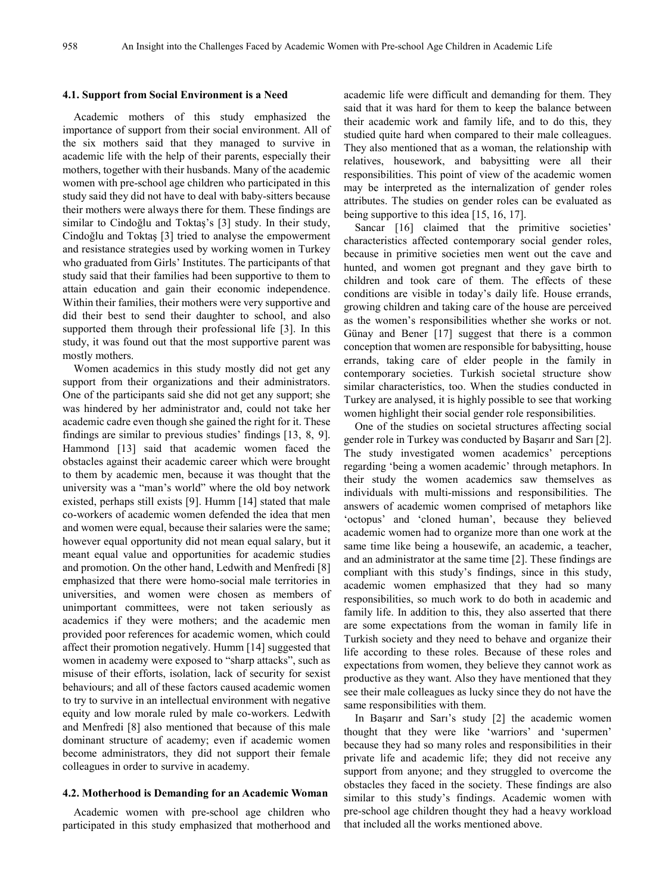### 4.1. Support from Social Environment is a Need

Academic mothers of this study emphasized the importance of support from their social environment. All of the six mothers said that they managed to survive in academic life with the help of their parents, especially their mothers, together with their husbands. Many of the academic women with pre-school age children who participated in this study said they did not have to deal with baby-sitters because their mothers were always there for them. These findings are similar to Cindoğlu and Toktaş's [3] study. In their study, Cindoğlu and Toktaş [3] tried to analyse the empowerment and resistance strategies used by working women in Turkey who graduated from Girls' Institutes. The participants of that study said that their families had been supportive to them to attain education and gain their economic independence. Within their families, their mothers were very supportive and did their best to send their daughter to school, and also supported them through their professional life [3]. In this study, it was found out that the most supportive parent was mostly mothers.

Women academics in this study mostly did not get any support from their organizations and their administrators. One of the participants said she did not get any support; she was hindered by her administrator and, could not take her academic cadre even though she gained the right for it. These findings are similar to previous studies' findings [13, 8, 9]. Hammond [13] said that academic women faced the obstacles against their academic career which were brought to them by academic men, because it was thought that the university was a "man's world" where the old boy network existed, perhaps still exists [9]. Humm [14] stated that male co-workers of academic women defended the idea that men and women were equal, because their salaries were the same; however equal opportunity did not mean equal salary, but it meant equal value and opportunities for academic studies and promotion. On the other hand, Ledwith and Menfredi [8] emphasized that there were homo-social male territories in universities, and women were chosen as members of unimportant committees, were not taken seriously as academics if they were mothers; and the academic men provided poor references for academic women, which could affect their promotion negatively. Humm [14] suggested that women in academy were exposed to "sharp attacks", such as misuse of their efforts, isolation, lack of security for sexist behaviours; and all of these factors caused academic women to try to survive in an intellectual environment with negative equity and low morale ruled by male co-workers. Ledwith and Menfredi [8] also mentioned that because of this male dominant structure of academy; even if academic women become administrators, they did not support their female colleagues in order to survive in academy.

### 4.2. Motherhood is Demanding for an Academic Woman

Academic women with pre-school age children who participated in this study emphasized that motherhood and academic life were difficult and demanding for them. They said that it was hard for them to keep the balance between their academic work and family life, and to do this, they studied quite hard when compared to their male colleagues. They also mentioned that as a woman, the relationship with relatives, housework, and babysitting were all their responsibilities. This point of view of the academic women may be interpreted as the internalization of gender roles attributes. The studies on gender roles can be evaluated as being supportive to this idea [15, 16, 17].

Sancar [16] claimed that the primitive societies' characteristics affected contemporary social gender roles, because in primitive societies men went out the cave and hunted, and women got pregnant and they gave birth to children and took care of them. The effects of these conditions are visible in today's daily life. House errands, growing children and taking care of the house are perceived as the women's responsibilities whether she works or not. Günay and Bener [17] suggest that there is a common conception that women are responsible for babysitting, house errands, taking care of elder people in the family in contemporary societies. Turkish societal structure show similar characteristics, too. When the studies conducted in Turkey are analysed, it is highly possible to see that working women highlight their social gender role responsibilities.

One of the studies on societal structures affecting social gender role in Turkey was conducted by Başarır and Sarı [2]. The study investigated women academics' perceptions regarding 'being a women academic' through metaphors. In their study the women academics saw themselves as individuals with multi-missions and responsibilities. The answers of academic women comprised of metaphors like 'octopus' and 'cloned human', because they believed academic women had to organize more than one work at the same time like being a housewife, an academic, a teacher, and an administrator at the same time [2]. These findings are compliant with this study's findings, since in this study, academic women emphasized that they had so many responsibilities, so much work to do both in academic and family life. In addition to this, they also asserted that there are some expectations from the woman in family life in Turkish society and they need to behave and organize their life according to these roles. Because of these roles and expectations from women, they believe they cannot work as productive as they want. Also they have mentioned that they see their male colleagues as lucky since they do not have the same responsibilities with them.

In Başarır and Sarı's study [2] the academic women thought that they were like 'warriors' and 'supermen' because they had so many roles and responsibilities in their private life and academic life; they did not receive any support from anyone; and they struggled to overcome the obstacles they faced in the society. These findings are also similar to this study's findings. Academic women with pre-school age children thought they had a heavy workload that included all the works mentioned above.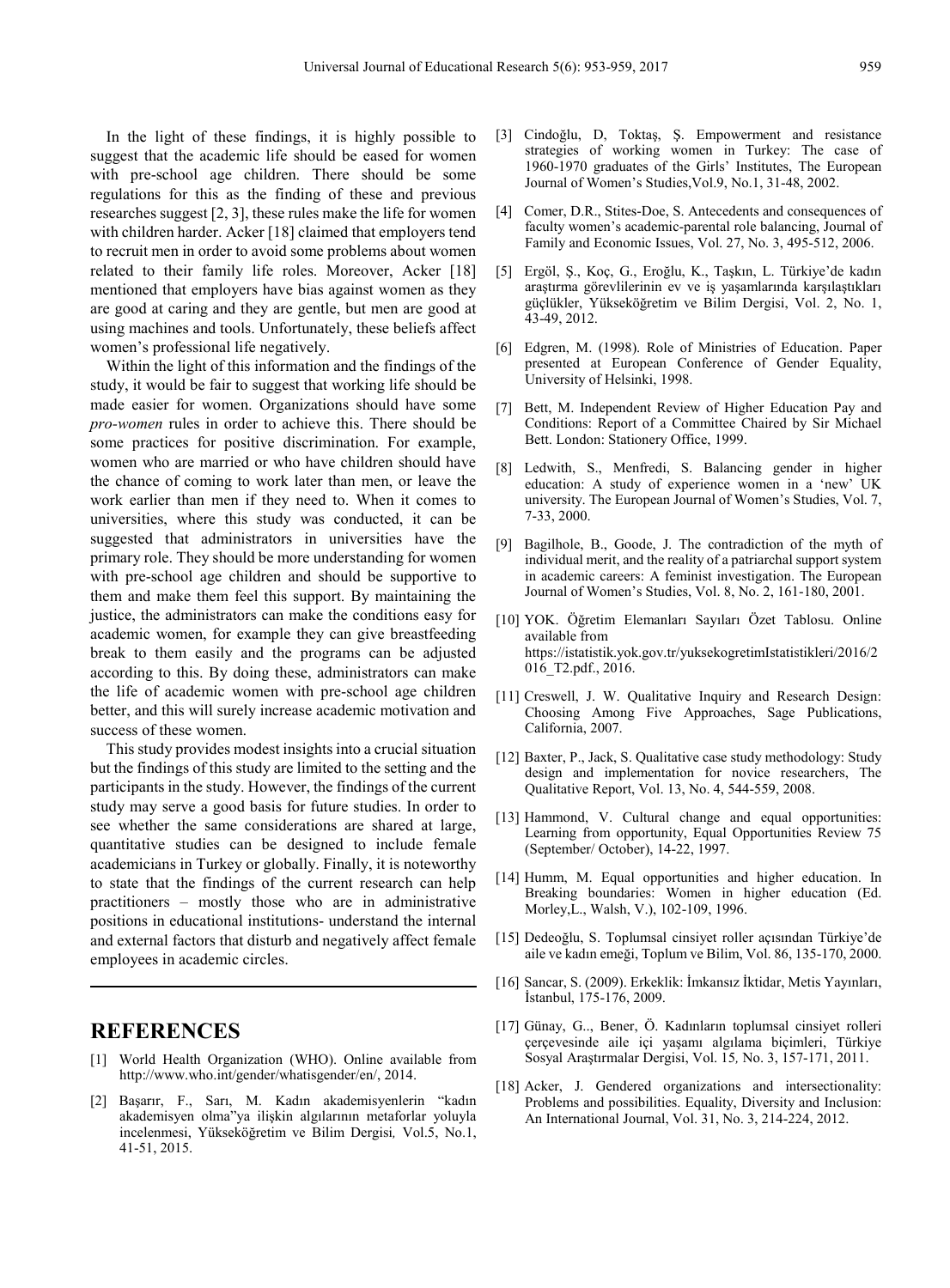In the light of these findings, it is highly possible to suggest that the academic life should be eased for women with pre-school age children. There should be some regulations for this as the finding of these and previous researches suggest [2, 3], these rules make the life for women with children harder. Acker [18] claimed that employers tend to recruit men in order to avoid some problems about women related to their family life roles. Moreover, Acker [18] mentioned that employers have bias against women as they are good at caring and they are gentle, but men are good at using machines and tools. Unfortunately, these beliefs affect women's professional life negatively.

Within the light of this information and the findings of the study, it would be fair to suggest that working life should be made easier for women. Organizations should have some *pro-women* rules in order to achieve this. There should be some practices for positive discrimination. For example, women who are married or who have children should have the chance of coming to work later than men, or leave the work earlier than men if they need to. When it comes to universities, where this study was conducted, it can be suggested that administrators in universities have the primary role. They should be more understanding for women with pre-school age children and should be supportive to them and make them feel this support. By maintaining the justice, the administrators can make the conditions easy for academic women, for example they can give breastfeeding break to them easily and the programs can be adjusted according to this. By doing these, administrators can make the life of academic women with pre-school age children better, and this will surely increase academic motivation and success of these women.

This study provides modest insights into a crucial situation but the findings of this study are limited to the setting and the participants in the study. However, the findings of the current study may serve a good basis for future studies. In order to see whether the same considerations are shared at large, quantitative studies can be designed to include female academicians in Turkey or globally. Finally, it is noteworthy to state that the findings of the current research can help practitioners – mostly those who are in administrative positions in educational institutions- understand the internal and external factors that disturb and negatively affect female employees in academic circles.

# REFERENCES

[1] World Health Organization (WHO). Online available from http://www.who.int/gender/whatisgender/en/, 2014.

[2] Başarır, F., Sarı, M. Kadın akademisyenlerin "kadın akademisyen olma"ya ilişkin algılarının metaforlar yoluyla incelenmesi, Yükseköğretim ve Bilim Dergisi*,* Vol.5, No.1, 41-51, 2015.

[3] Cindoğlu, D, Toktaş, Ş. Empowerment and resistance strategies of working women in Turkey: The case of 1960-1970 graduates of the Girls' Institutes, The European Journal of Women's Studies,Vol.9, No.1, 31-48, 2002.

[4] Comer, D.R., Stites-Doe, S. Antecedents and consequences of faculty women's academic-parental role balancing, Journal of Family and Economic Issues, Vol. 27, No. 3, 495-512, 2006.

[5] Ergöl, Ş., Koç, G., Eroğlu, K., Taşkın, L. Türkiye'de kadın araştırma görevlilerinin ev ve iş yaşamlarında karşılaştıkları güçlükler, Yükseköğretim ve Bilim Dergisi, Vol. 2, No. 1, 43-49, 2012.

[6] Edgren, M. (1998). Role of Ministries of Education. Paper presented at European Conference of Gender Equality, University of Helsinki, 1998.

[7] Bett, M. Independent Review of Higher Education Pay and Conditions: Report of a Committee Chaired by Sir Michael Bett. London: Stationery Office, 1999.

[8] Ledwith, S., Menfredi, S. Balancing gender in higher education: A study of experience women in a 'new' UK university. The European Journal of Women's Studies, Vol. 7, 7-33, 2000.

[9] Bagilhole, B., Goode, J. The contradiction of the myth of individual merit, and the reality of a patriarchal support system in academic careers: A feminist investigation. The European Journal of Women's Studies, Vol. 8, No. 2, 161-180, 2001.

[10] YOK. Öğretim Elemanları Sayıları Özet Tablosu. Online available from https://istatistik.yok.gov.tr/yuksekogretimIstatistikleri/2016/2016_T2.pdf., 2016.

[11] Creswell, J. W. Qualitative Inquiry and Research Design: Choosing Among Five Approaches, Sage Publications, California, 2007.

[12] Baxter, P., Jack, S. Qualitative case study methodology: Study design and implementation for novice researchers, The Qualitative Report, Vol. 13, No. 4, 544-559, 2008.

[13] Hammond, V. Cultural change and equal opportunities: Learning from opportunity, Equal Opportunities Review 75 (September/ October), 14-22, 1997.

[14] Humm, M. Equal opportunities and higher education. In Breaking boundaries: Women in higher education (Ed. Morley,L., Walsh, V.), 102-109, 1996.

[15] Dedeoğlu, S. Toplumsal cinsiyet roller açısından Türkiye'de aile ve kadın emeği, Toplum ve Bilim, Vol. 86, 135-170, 2000.

[16] Sancar, S. (2009). Erkeklik: İmkansız İktidar, Metis Yayınları, İstanbul, 175-176, 2009.

[17] Günay, G.., Bener, Ö. Kadınların toplumsal cinsiyet rolleri çerçevesinde aile içi yaşamı algılama biçimleri, Türkiye Sosyal Araştırmalar Dergisi, Vol. 15*,* No. 3, 157-171, 2011.

[18] Acker, J. Gendered organizations and intersectionality: Problems and possibilities. Equality, Diversity and Inclusion: An International Journal, Vol. 31, No. 3, 214-224, 2012.